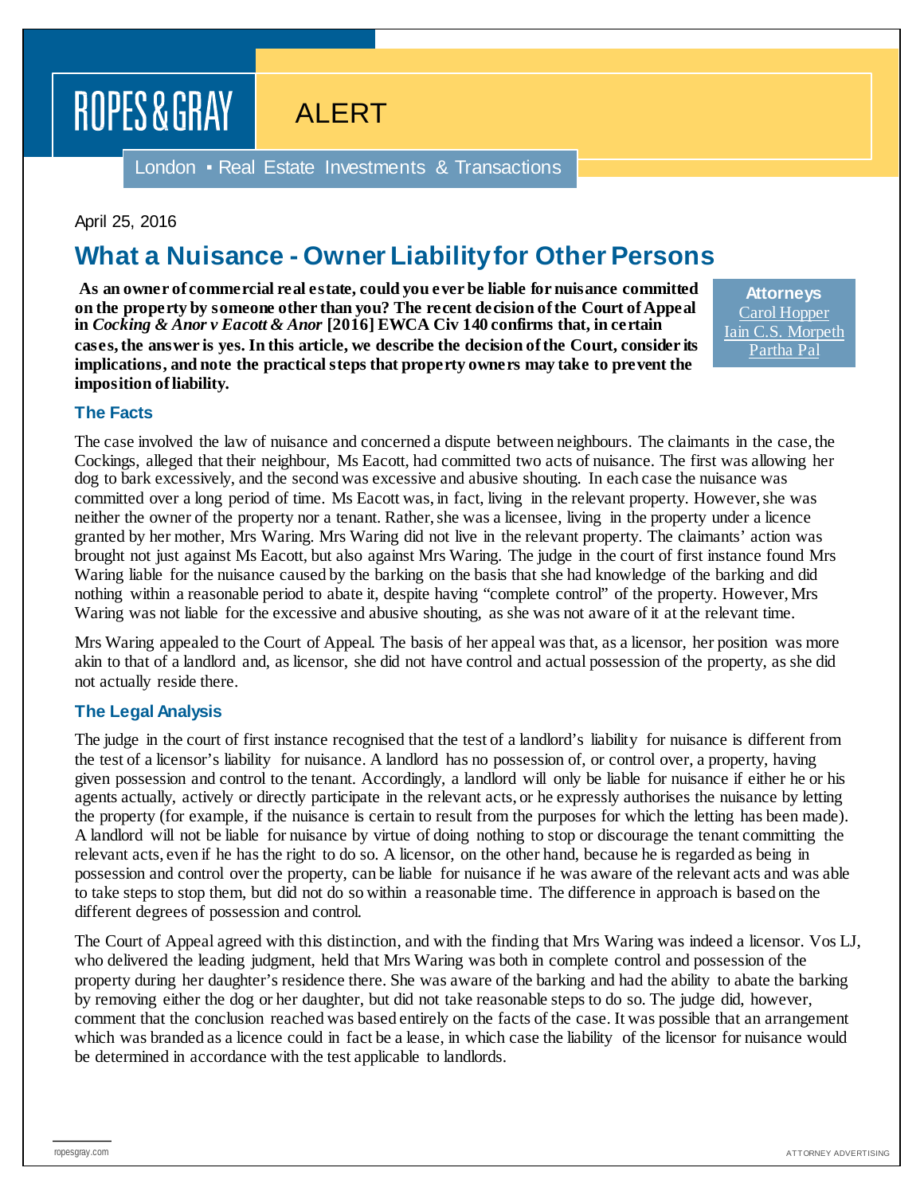ROPES & GRAY

ALERT

London ▪ Real Estate Investments & Transactions

April 25, 2016

# What a Nuisance - Owner Liability for Other Persons

**As an owner of commercial real estate, could you ever be liable for nuisance committed on the property by someone other than you? The recent decision of the Court of Appeal in *Cocking & Anor v Eacott & Anor* [2016] EWCA Civ 140 confirms that, in certain cases, the answer is yes. In this article, we describe the decision of the Court, consider its implications, and note the practical steps that property owners may take to prevent the imposition of liability.**

**Attorneys**
Carol Hopper
Iain C.S. Morpeth
Partha Pal

## The Facts

The case involved the law of nuisance and concerned a dispute between neighbours. The claimants in the case, the Cockings, alleged that their neighbour, Ms Eacott, had committed two acts of nuisance. The first was allowing her dog to bark excessively, and the second was excessive and abusive shouting. In each case the nuisance was committed over a long period of time. Ms Eacott was, in fact, living in the relevant property. However, she was neither the owner of the property nor a tenant. Rather, she was a licensee, living in the property under a licence granted by her mother, Mrs Waring. Mrs Waring did not live in the relevant property. The claimants' action was brought not just against Ms Eacott, but also against Mrs Waring. The judge in the court of first instance found Mrs Waring liable for the nuisance caused by the barking on the basis that she had knowledge of the barking and did nothing within a reasonable period to abate it, despite having "complete control" of the property. However, Mrs Waring was not liable for the excessive and abusive shouting, as she was not aware of it at the relevant time.

Mrs Waring appealed to the Court of Appeal. The basis of her appeal was that, as a licensor, her position was more akin to that of a landlord and, as licensor, she did not have control and actual possession of the property, as she did not actually reside there.

## The Legal Analysis

The judge in the court of first instance recognised that the test of a landlord's liability for nuisance is different from the test of a licensor's liability for nuisance. A landlord has no possession of, or control over, a property, having given possession and control to the tenant. Accordingly, a landlord will only be liable for nuisance if either he or his agents actually, actively or directly participate in the relevant acts, or he expressly authorises the nuisance by letting the property (for example, if the nuisance is certain to result from the purposes for which the letting has been made). A landlord will not be liable for nuisance by virtue of doing nothing to stop or discourage the tenant committing the relevant acts, even if he has the right to do so. A licensor, on the other hand, because he is regarded as being in possession and control over the property, can be liable for nuisance if he was aware of the relevant acts and was able to take steps to stop them, but did not do so within a reasonable time. The difference in approach is based on the different degrees of possession and control.

The Court of Appeal agreed with this distinction, and with the finding that Mrs Waring was indeed a licensor. Vos LJ, who delivered the leading judgment, held that Mrs Waring was both in complete control and possession of the property during her daughter's residence there. She was aware of the barking and had the ability to abate the barking by removing either the dog or her daughter, but did not take reasonable steps to do so. The judge did, however, comment that the conclusion reached was based entirely on the facts of the case. It was possible that an arrangement which was branded as a licence could in fact be a lease, in which case the liability of the licensor for nuisance would be determined in accordance with the test applicable to landlords.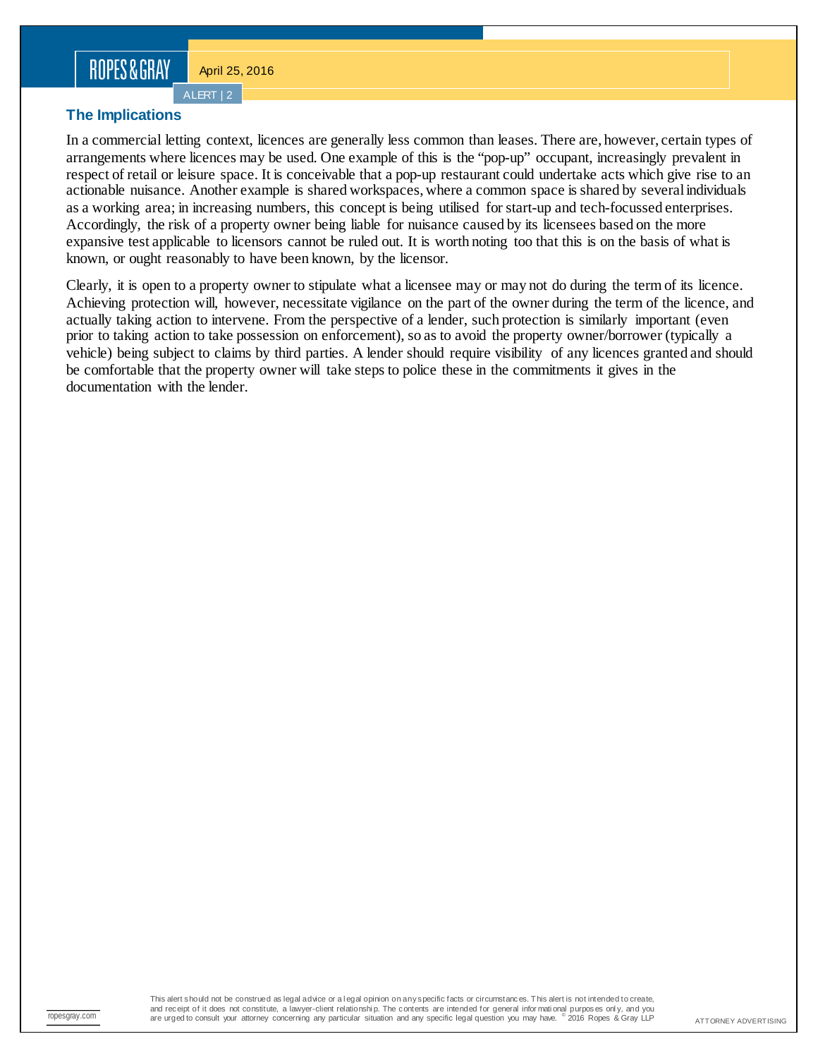## The Implications

In a commercial letting context, licences are generally less common than leases. There are, however, certain types of arrangements where licences may be used. One example of this is the "pop-up" occupant, increasingly prevalent in respect of retail or leisure space. It is conceivable that a pop-up restaurant could undertake acts which give rise to an actionable nuisance. Another example is shared workspaces, where a common space is shared by several individuals as a working area; in increasing numbers, this concept is being utilised for start-up and tech-focussed enterprises. Accordingly, the risk of a property owner being liable for nuisance caused by its licensees based on the more expansive test applicable to licensors cannot be ruled out. It is worth noting too that this is on the basis of what is known, or ought reasonably to have been known, by the licensor.

Clearly, it is open to a property owner to stipulate what a licensee may or may not do during the term of its licence. Achieving protection will, however, necessitate vigilance on the part of the owner during the term of the licence, and actually taking action to intervene. From the perspective of a lender, such protection is similarly important (even prior to taking action to take possession on enforcement), so as to avoid the property owner/borrower (typically a vehicle) being subject to claims by third parties. A lender should require visibility of any licences granted and should be comfortable that the property owner will take steps to police these in the commitments it gives in the documentation with the lender.

This alert should not be construed as legal advice or a legal opinion on any specific facts or circumstances. This alert is not intended to create, and receipt of it does not constitute, a lawyer-client relationship. The contents are intended for general informational purposes only, and you are urged to consult your attorney concerning any particular situation and any specific legal question you may have. © 2016 Ropes & Gray LLP

ATTORNEY ADVERTISING